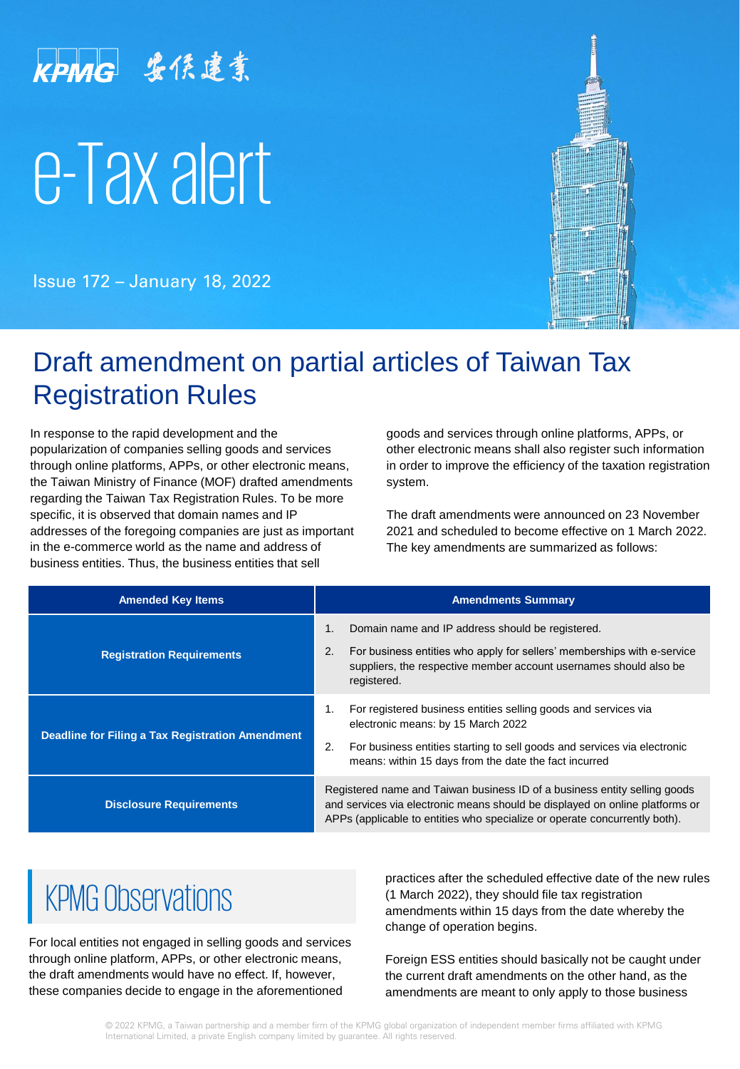KPMG 安侯建業

# e-Tax alert

Issue 172 – January 18, 2022

## Draft amendment on partial articles of Taiwan Tax Registration Rules

In response to the rapid development and the popularization of companies selling goods and services through online platforms, APPs, or other electronic means, the Taiwan Ministry of Finance (MOF) drafted amendments regarding the Taiwan Tax Registration Rules. To be more specific, it is observed that domain names and IP addresses of the foregoing companies are just as important in the e-commerce world as the name and address of business entities. Thus, the business entities that sell goods and services through online platforms, APPs, or other electronic means shall also register such information in order to improve the efficiency of the taxation registration system.

The draft amendments were announced on 23 November 2021 and scheduled to become effective on 1 March 2022. The key amendments are summarized as follows:

| Amended Key Items | Amendments Summary |
|---|---|
| **Registration Requirements** | 1. Domain name and IP address should be registered.<br>2. For business entities who apply for sellers' memberships with e-service suppliers, the respective member account usernames should also be registered. |
| **Deadline for Filing a Tax Registration Amendment** | 1. For registered business entities selling goods and services via electronic means: by 15 March 2022<br>2. For business entities starting to sell goods and services via electronic means: within 15 days from the date the fact incurred |
| **Disclosure Requirements** | Registered name and Taiwan business ID of a business entity selling goods and services via electronic means should be displayed on online platforms or APPs (applicable to entities who specialize or operate concurrently both). |

## KPMG Observations

For local entities not engaged in selling goods and services through online platform, APPs, or other electronic means, the draft amendments would have no effect. If, however, these companies decide to engage in the aforementioned practices after the scheduled effective date of the new rules (1 March 2022), they should file tax registration amendments within 15 days from the date whereby the change of operation begins.

Foreign ESS entities should basically not be caught under the current draft amendments on the other hand, as the amendments are meant to only apply to those business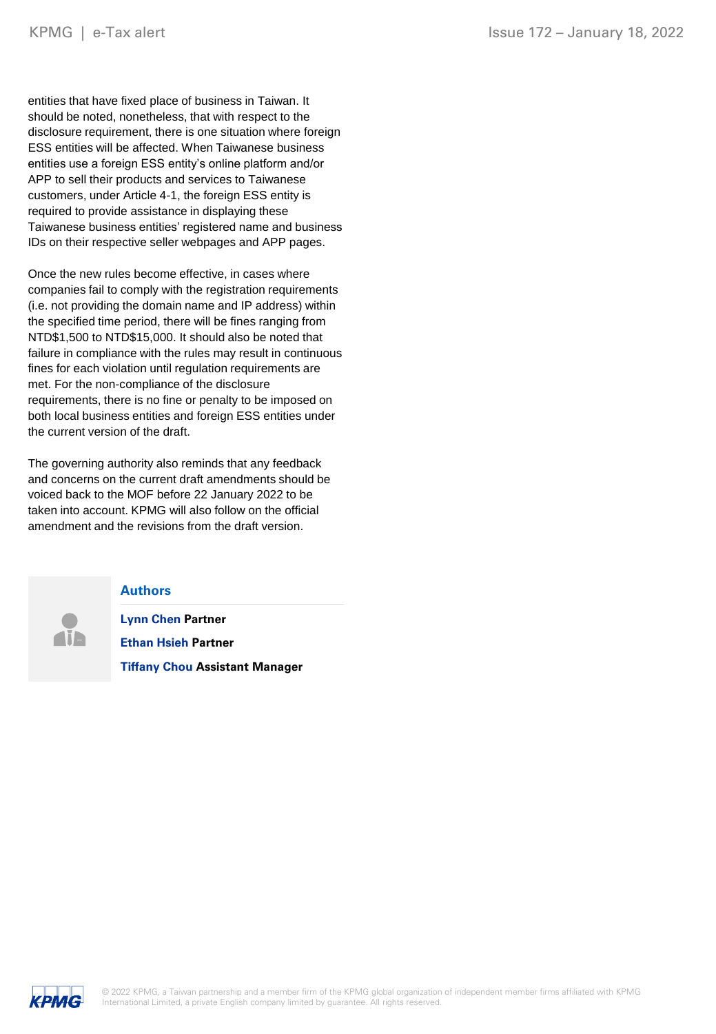entities that have fixed place of business in Taiwan. It should be noted, nonetheless, that with respect to the disclosure requirement, there is one situation where foreign ESS entities will be affected. When Taiwanese business entities use a foreign ESS entity's online platform and/or APP to sell their products and services to Taiwanese customers, under Article 4-1, the foreign ESS entity is required to provide assistance in displaying these Taiwanese business entities' registered name and business IDs on their respective seller webpages and APP pages.

Once the new rules become effective, in cases where companies fail to comply with the registration requirements (i.e. not providing the domain name and IP address) within the specified time period, there will be fines ranging from NTD$1,500 to NTD$15,000. It should also be noted that failure in compliance with the rules may result in continuous fines for each violation until regulation requirements are met. For the non-compliance of the disclosure requirements, there is no fine or penalty to be imposed on both local business entities and foreign ESS entities under the current version of the draft.

The governing authority also reminds that any feedback and concerns on the current draft amendments should be voiced back to the MOF before 22 January 2022 to be taken into account. KPMG will also follow on the official amendment and the revisions from the draft version.

## Authors

**Lynn Chen Partner**

**Ethan Hsieh Partner**

**Tiffany Chou Assistant Manager**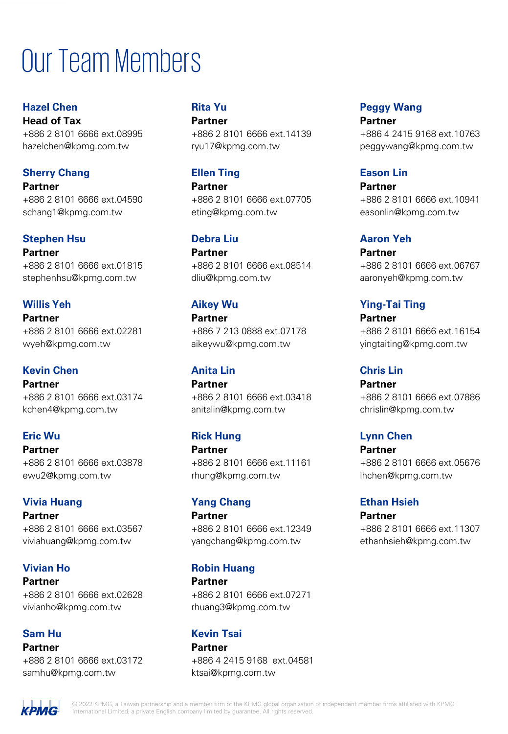# Our Team Members

**Hazel Chen**
**Head of Tax**
+886 2 8101 6666 ext.08995
hazelchen@kpmg.com.tw

**Sherry Chang**
**Partner**
+886 2 8101 6666 ext.04590
schang1@kpmg.com.tw

**Stephen Hsu**
**Partner**
+886 2 8101 6666 ext.01815
stephenhsu@kpmg.com.tw

**Willis Yeh**
**Partner**
+886 2 8101 6666 ext.02281
wyeh@kpmg.com.tw

**Kevin Chen**
**Partner**
+886 2 8101 6666 ext.03174
kchen4@kpmg.com.tw

**Eric Wu**
**Partner**
+886 2 8101 6666 ext.03878
ewu2@kpmg.com.tw

**Vivia Huang**
**Partner**
+886 2 8101 6666 ext.03567
viviahuang@kpmg.com.tw

**Vivian Ho**
**Partner**
+886 2 8101 6666 ext.02628
vivianho@kpmg.com.tw

**Sam Hu**
**Partner**
+886 2 8101 6666 ext.03172
samhu@kpmg.com.tw

**Rita Yu**
**Partner**
+886 2 8101 6666 ext.14139
ryu17@kpmg.com.tw

**Ellen Ting**
**Partner**
+886 2 8101 6666 ext.07705
eting@kpmg.com.tw

**Debra Liu**
**Partner**
+886 2 8101 6666 ext.08514
dliu@kpmg.com.tw

**Aikey Wu**
**Partner**
+886 7 213 0888 ext.07178
aikeywu@kpmg.com.tw

**Anita Lin**
**Partner**
+886 2 8101 6666 ext.03418
anitalin@kpmg.com.tw

**Rick Hung**
**Partner**
+886 2 8101 6666 ext.11161
rhung@kpmg.com.tw

**Yang Chang**
**Partner**
+886 2 8101 6666 ext.12349
yangchang@kpmg.com.tw

**Robin Huang**
**Partner**
+886 2 8101 6666 ext.07271
rhuang3@kpmg.com.tw

**Kevin Tsai**
**Partner**
+886 4 2415 9168 ext.04581
ktsai@kpmg.com.tw

**Peggy Wang**
**Partner**
+886 4 2415 9168 ext.10763
peggywang@kpmg.com.tw

**Eason Lin**
**Partner**
+886 2 8101 6666 ext.10941
easonlin@kpmg.com.tw

**Aaron Yeh**
**Partner**
+886 2 8101 6666 ext.06767
aaronyeh@kpmg.com.tw

**Ying-Tai Ting**
**Partner**
+886 2 8101 6666 ext.16154
yingtaiting@kpmg.com.tw

**Chris Lin**
**Partner**
+886 2 8101 6666 ext.07886
chrislin@kpmg.com.tw

**Lynn Chen**
**Partner**
+886 2 8101 6666 ext.05676
lhchen@kpmg.com.tw

**Ethan Hsieh**
**Partner**
+886 2 8101 6666 ext.11307
ethanhsieh@kpmg.com.tw

© 2022 KPMG, a Taiwan partnership and a member firm of the KPMG global organization of independent member firms affiliated with KPMG International Limited, a private English company limited by guarantee. All rights reserved.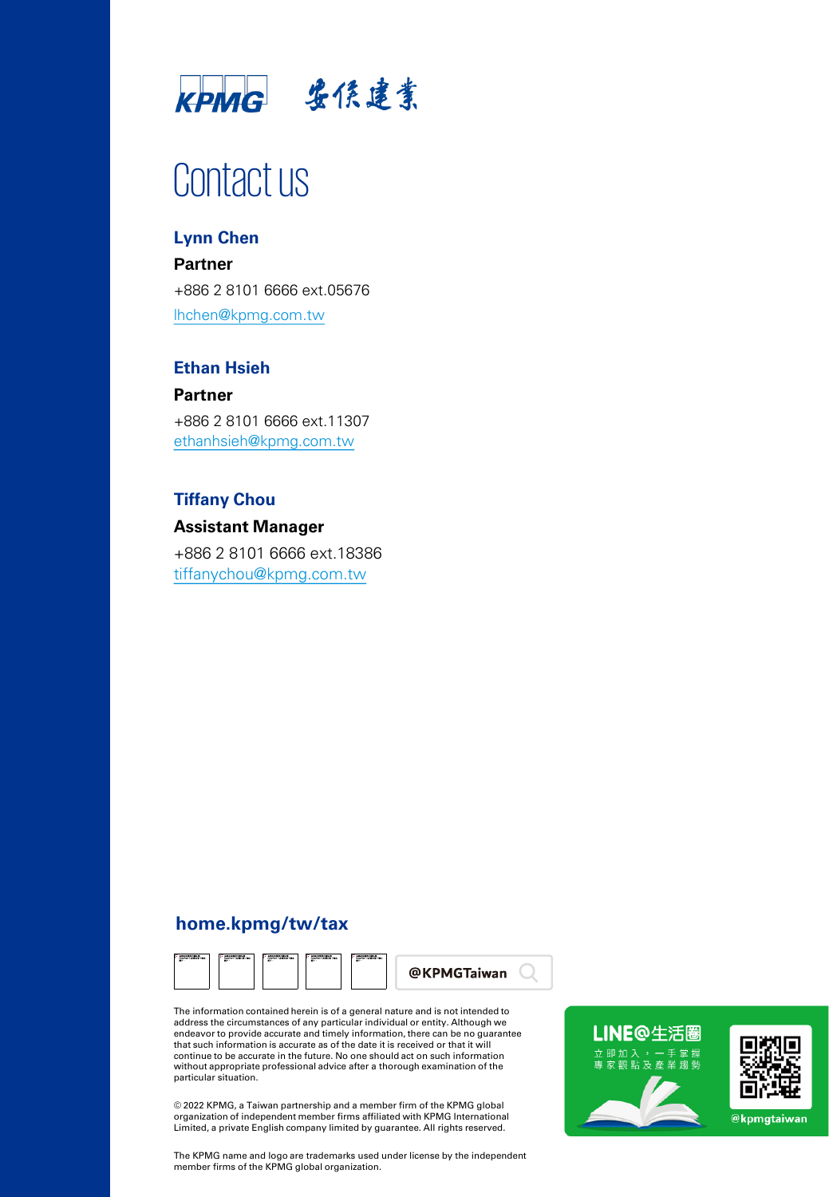KPMG 安侯建業

# Contact us

**Lynn Chen**
**Partner**
+886 2 8101 6666 ext.05676
lhchen@kpmg.com.tw

**Ethan Hsieh**
**Partner**
+886 2 8101 6666 ext.11307
ethanhsieh@kpmg.com.tw

**Tiffany Chou**
**Assistant Manager**
+886 2 8101 6666 ext.18386
tiffanychou@kpmg.com.tw

**home.kpmg/tw/tax**

@KPMGTaiwan

The information contained herein is of a general nature and is not intended to address the circumstances of any particular individual or entity. Although we endeavor to provide accurate and timely information, there can be no guarantee that such information is accurate as of the date it is received or that it will continue to be accurate in the future. No one should act on such information without appropriate professional advice after a thorough examination of the particular situation.

© 2022 KPMG, a Taiwan partnership and a member firm of the KPMG global organization of independent member firms affiliated with KPMG International Limited, a private English company limited by guarantee. All rights reserved.

The KPMG name and logo are trademarks used under license by the independent member firms of the KPMG global organization.

LINE@生活圈
立即加入，一手掌握
專家觀點及產業趨勢
@kpmgtaiwan